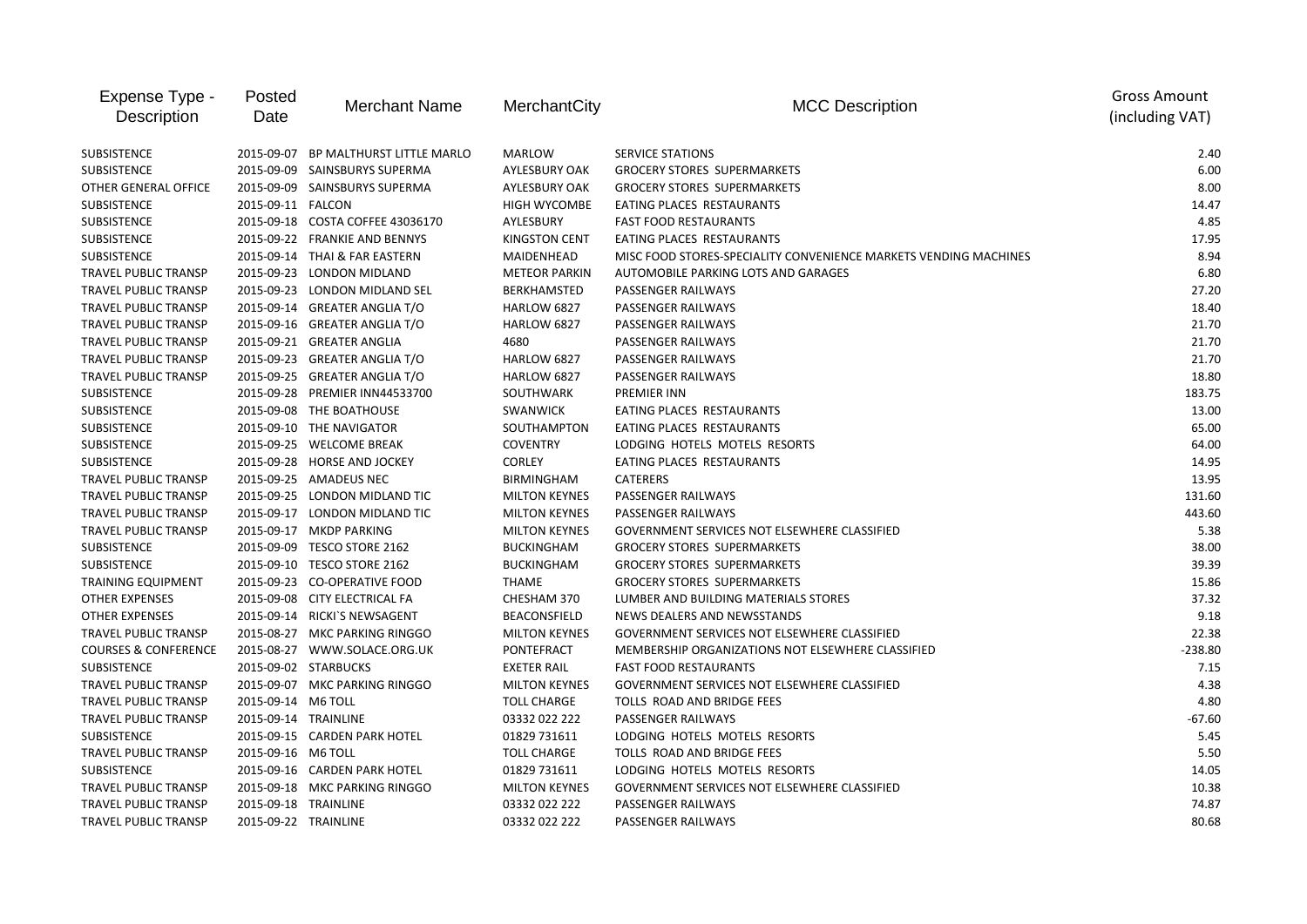| Expense Type - Description | Posted Date | Merchant Name | MerchantCity | MCC Description | Gross Amount (including VAT) |
|---|---|---|---|---|---|
| SUBSISTENCE | 2015-09-07 | BP MALTHURST LITTLE MARLO | MARLOW | SERVICE STATIONS | 2.40 |
| SUBSISTENCE | 2015-09-09 | SAINSBURYS SUPERMA | AYLESBURY OAK | GROCERY STORES SUPERMARKETS | 6.00 |
| OTHER GENERAL OFFICE | 2015-09-09 | SAINSBURYS SUPERMA | AYLESBURY OAK | GROCERY STORES SUPERMARKETS | 8.00 |
| SUBSISTENCE | 2015-09-11 | FALCON | HIGH WYCOMBE | EATING PLACES RESTAURANTS | 14.47 |
| SUBSISTENCE | 2015-09-18 | COSTA COFFEE 43036170 | AYLESBURY | FAST FOOD RESTAURANTS | 4.85 |
| SUBSISTENCE | 2015-09-22 | FRANKIE AND BENNYS | KINGSTON CENT | EATING PLACES RESTAURANTS | 17.95 |
| SUBSISTENCE | 2015-09-14 | THAI & FAR EASTERN | MAIDENHEAD | MISC FOOD STORES-SPECIALITY CONVENIENCE MARKETS VENDING MACHINES | 8.94 |
| TRAVEL PUBLIC TRANSP | 2015-09-23 | LONDON MIDLAND | METEOR PARKIN | AUTOMOBILE PARKING LOTS AND GARAGES | 6.80 |
| TRAVEL PUBLIC TRANSP | 2015-09-23 | LONDON MIDLAND SEL | BERKHAMSTED | PASSENGER RAILWAYS | 27.20 |
| TRAVEL PUBLIC TRANSP | 2015-09-14 | GREATER ANGLIA T/O | HARLOW 6827 | PASSENGER RAILWAYS | 18.40 |
| TRAVEL PUBLIC TRANSP | 2015-09-16 | GREATER ANGLIA T/O | HARLOW 6827 | PASSENGER RAILWAYS | 21.70 |
| TRAVEL PUBLIC TRANSP | 2015-09-21 | GREATER ANGLIA | 4680 | PASSENGER RAILWAYS | 21.70 |
| TRAVEL PUBLIC TRANSP | 2015-09-23 | GREATER ANGLIA T/O | HARLOW 6827 | PASSENGER RAILWAYS | 21.70 |
| TRAVEL PUBLIC TRANSP | 2015-09-25 | GREATER ANGLIA T/O | HARLOW 6827 | PASSENGER RAILWAYS | 18.80 |
| SUBSISTENCE | 2015-09-28 | PREMIER INN44533700 | SOUTHWARK | PREMIER INN | 183.75 |
| SUBSISTENCE | 2015-09-08 | THE BOATHOUSE | SWANWICK | EATING PLACES RESTAURANTS | 13.00 |
| SUBSISTENCE | 2015-09-10 | THE NAVIGATOR | SOUTHAMPTON | EATING PLACES RESTAURANTS | 65.00 |
| SUBSISTENCE | 2015-09-25 | WELCOME BREAK | COVENTRY | LODGING HOTELS MOTELS RESORTS | 64.00 |
| SUBSISTENCE | 2015-09-28 | HORSE AND JOCKEY | CORLEY | EATING PLACES RESTAURANTS | 14.95 |
| TRAVEL PUBLIC TRANSP | 2015-09-25 | AMADEUS NEC | BIRMINGHAM | CATERERS | 13.95 |
| TRAVEL PUBLIC TRANSP | 2015-09-25 | LONDON MIDLAND TIC | MILTON KEYNES | PASSENGER RAILWAYS | 131.60 |
| TRAVEL PUBLIC TRANSP | 2015-09-17 | LONDON MIDLAND TIC | MILTON KEYNES | PASSENGER RAILWAYS | 443.60 |
| TRAVEL PUBLIC TRANSP | 2015-09-17 | MKDP PARKING | MILTON KEYNES | GOVERNMENT SERVICES NOT ELSEWHERE CLASSIFIED | 5.38 |
| SUBSISTENCE | 2015-09-09 | TESCO STORE 2162 | BUCKINGHAM | GROCERY STORES SUPERMARKETS | 38.00 |
| SUBSISTENCE | 2015-09-10 | TESCO STORE 2162 | BUCKINGHAM | GROCERY STORES SUPERMARKETS | 39.39 |
| TRAINING EQUIPMENT | 2015-09-23 | CO-OPERATIVE FOOD | THAME | GROCERY STORES SUPERMARKETS | 15.86 |
| OTHER EXPENSES | 2015-09-08 | CITY ELECTRICAL FA | CHESHAM 370 | LUMBER AND BUILDING MATERIALS STORES | 37.32 |
| OTHER EXPENSES | 2015-09-14 | RICKI`S NEWSAGENT | BEACONSFIELD | NEWS DEALERS AND NEWSSTANDS | 9.18 |
| TRAVEL PUBLIC TRANSP | 2015-08-27 | MKC PARKING RINGGO | MILTON KEYNES | GOVERNMENT SERVICES NOT ELSEWHERE CLASSIFIED | 22.38 |
| COURSES & CONFERENCE | 2015-08-27 | WWW.SOLACE.ORG.UK | PONTEFRACT | MEMBERSHIP ORGANIZATIONS NOT ELSEWHERE CLASSIFIED | -238.80 |
| SUBSISTENCE | 2015-09-02 | STARBUCKS | EXETER RAIL | FAST FOOD RESTAURANTS | 7.15 |
| TRAVEL PUBLIC TRANSP | 2015-09-07 | MKC PARKING RINGGO | MILTON KEYNES | GOVERNMENT SERVICES NOT ELSEWHERE CLASSIFIED | 4.38 |
| TRAVEL PUBLIC TRANSP | 2015-09-14 | M6 TOLL | TOLL CHARGE | TOLLS ROAD AND BRIDGE FEES | 4.80 |
| TRAVEL PUBLIC TRANSP | 2015-09-14 | TRAINLINE | 03332 022 222 | PASSENGER RAILWAYS | -67.60 |
| SUBSISTENCE | 2015-09-15 | CARDEN PARK HOTEL | 01829 731611 | LODGING HOTELS MOTELS RESORTS | 5.45 |
| TRAVEL PUBLIC TRANSP | 2015-09-16 | M6 TOLL | TOLL CHARGE | TOLLS ROAD AND BRIDGE FEES | 5.50 |
| SUBSISTENCE | 2015-09-16 | CARDEN PARK HOTEL | 01829 731611 | LODGING HOTELS MOTELS RESORTS | 14.05 |
| TRAVEL PUBLIC TRANSP | 2015-09-18 | MKC PARKING RINGGO | MILTON KEYNES | GOVERNMENT SERVICES NOT ELSEWHERE CLASSIFIED | 10.38 |
| TRAVEL PUBLIC TRANSP | 2015-09-18 | TRAINLINE | 03332 022 222 | PASSENGER RAILWAYS | 74.87 |
| TRAVEL PUBLIC TRANSP | 2015-09-22 | TRAINLINE | 03332 022 222 | PASSENGER RAILWAYS | 80.68 |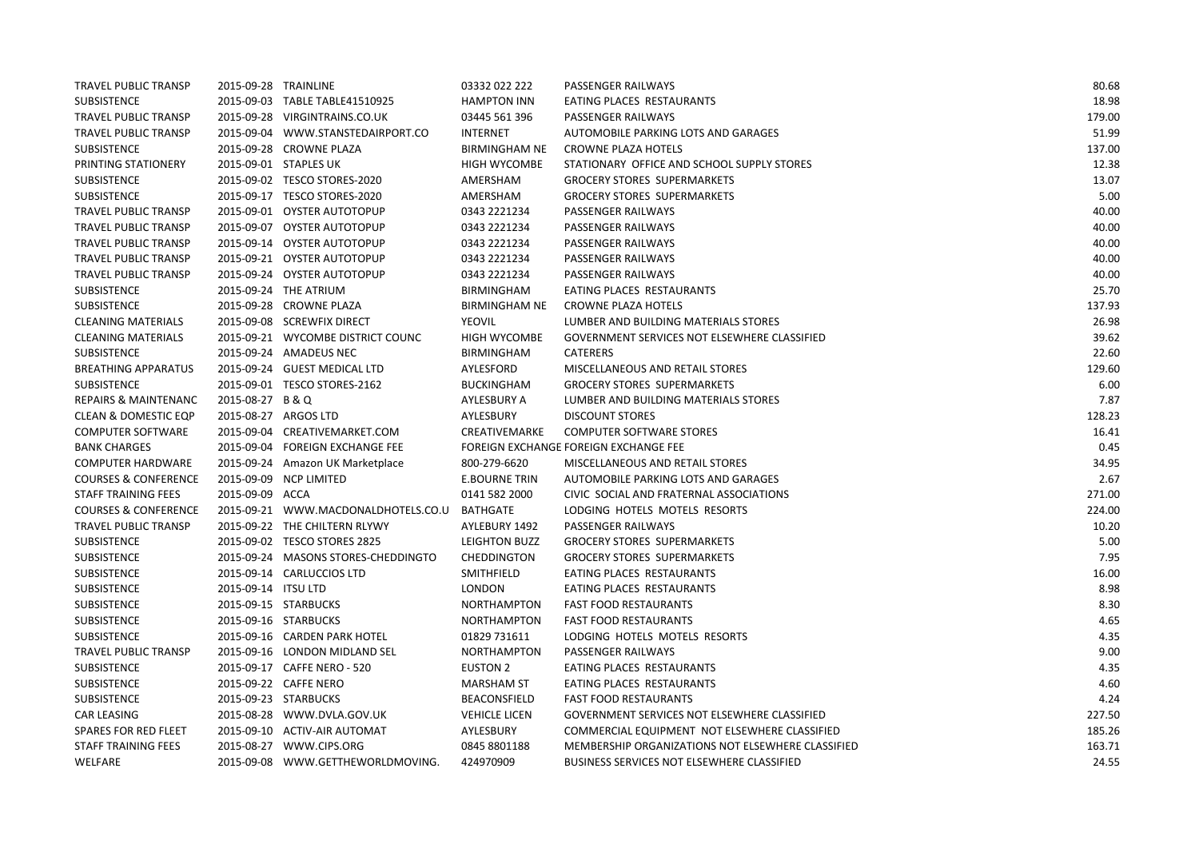| | | | | | |
|---|---|---|---|---|---|
| TRAVEL PUBLIC TRANSP | 2015-09-28 | TRAINLINE | 03332 022 222 | PASSENGER RAILWAYS | 80.68 |
| SUBSISTENCE | 2015-09-03 | TABLE TABLE41510925 | HAMPTON INN | EATING PLACES RESTAURANTS | 18.98 |
| TRAVEL PUBLIC TRANSP | 2015-09-28 | VIRGINTRAINS.CO.UK | 03445 561 396 | PASSENGER RAILWAYS | 179.00 |
| TRAVEL PUBLIC TRANSP | 2015-09-04 | WWW.STANSTEDAIRPORT.CO | INTERNET | AUTOMOBILE PARKING LOTS AND GARAGES | 51.99 |
| SUBSISTENCE | 2015-09-28 | CROWNE PLAZA | BIRMINGHAM NE | CROWNE PLAZA HOTELS | 137.00 |
| PRINTING STATIONERY | 2015-09-01 | STAPLES UK | HIGH WYCOMBE | STATIONARY OFFICE AND SCHOOL SUPPLY STORES | 12.38 |
| SUBSISTENCE | 2015-09-02 | TESCO STORES-2020 | AMERSHAM | GROCERY STORES SUPERMARKETS | 13.07 |
| SUBSISTENCE | 2015-09-17 | TESCO STORES-2020 | AMERSHAM | GROCERY STORES SUPERMARKETS | 5.00 |
| TRAVEL PUBLIC TRANSP | 2015-09-01 | OYSTER AUTOTOPUP | 0343 2221234 | PASSENGER RAILWAYS | 40.00 |
| TRAVEL PUBLIC TRANSP | 2015-09-07 | OYSTER AUTOTOPUP | 0343 2221234 | PASSENGER RAILWAYS | 40.00 |
| TRAVEL PUBLIC TRANSP | 2015-09-14 | OYSTER AUTOTOPUP | 0343 2221234 | PASSENGER RAILWAYS | 40.00 |
| TRAVEL PUBLIC TRANSP | 2015-09-21 | OYSTER AUTOTOPUP | 0343 2221234 | PASSENGER RAILWAYS | 40.00 |
| TRAVEL PUBLIC TRANSP | 2015-09-24 | OYSTER AUTOTOPUP | 0343 2221234 | PASSENGER RAILWAYS | 40.00 |
| SUBSISTENCE | 2015-09-24 | THE ATRIUM | BIRMINGHAM | EATING PLACES RESTAURANTS | 25.70 |
| SUBSISTENCE | 2015-09-28 | CROWNE PLAZA | BIRMINGHAM NE | CROWNE PLAZA HOTELS | 137.93 |
| CLEANING MATERIALS | 2015-09-08 | SCREWFIX DIRECT | YEOVIL | LUMBER AND BUILDING MATERIALS STORES | 26.98 |
| CLEANING MATERIALS | 2015-09-21 | WYCOMBE DISTRICT COUNC | HIGH WYCOMBE | GOVERNMENT SERVICES NOT ELSEWHERE CLASSIFIED | 39.62 |
| SUBSISTENCE | 2015-09-24 | AMADEUS NEC | BIRMINGHAM | CATERERS | 22.60 |
| BREATHING APPARATUS | 2015-09-24 | GUEST MEDICAL LTD | AYLESFORD | MISCELLANEOUS AND RETAIL STORES | 129.60 |
| SUBSISTENCE | 2015-09-01 | TESCO STORES-2162 | BUCKINGHAM | GROCERY STORES SUPERMARKETS | 6.00 |
| REPAIRS & MAINTENANC | 2015-08-27 | B & Q | AYLESBURY A | LUMBER AND BUILDING MATERIALS STORES | 7.87 |
| CLEAN & DOMESTIC EQP | 2015-08-27 | ARGOS LTD | AYLESBURY | DISCOUNT STORES | 128.23 |
| COMPUTER SOFTWARE | 2015-09-04 | CREATIVEMARKET.COM | CREATIVEMARKE | COMPUTER SOFTWARE STORES | 16.41 |
| BANK CHARGES | 2015-09-04 | FOREIGN EXCHANGE FEE | FOREIGN EXCHANGE | FOREIGN EXCHANGE FEE | 0.45 |
| COMPUTER HARDWARE | 2015-09-24 | Amazon UK Marketplace | 800-279-6620 | MISCELLANEOUS AND RETAIL STORES | 34.95 |
| COURSES & CONFERENCE | 2015-09-09 | NCP LIMITED | E.BOURNE TRIN | AUTOMOBILE PARKING LOTS AND GARAGES | 2.67 |
| STAFF TRAINING FEES | 2015-09-09 | ACCA | 0141 582 2000 | CIVIC SOCIAL AND FRATERNAL ASSOCIATIONS | 271.00 |
| COURSES & CONFERENCE | 2015-09-21 | WWW.MACDONALDHOTELS.CO.U | BATHGATE | LODGING HOTELS MOTELS RESORTS | 224.00 |
| TRAVEL PUBLIC TRANSP | 2015-09-22 | THE CHILTERN RLYWY | AYLEBURY 1492 | PASSENGER RAILWAYS | 10.20 |
| SUBSISTENCE | 2015-09-02 | TESCO STORES 2825 | LEIGHTON BUZZ | GROCERY STORES SUPERMARKETS | 5.00 |
| SUBSISTENCE | 2015-09-24 | MASONS STORES-CHEDDINGTO | CHEDDINGTON | GROCERY STORES SUPERMARKETS | 7.95 |
| SUBSISTENCE | 2015-09-14 | CARLUCCIOS LTD | SMITHFIELD | EATING PLACES RESTAURANTS | 16.00 |
| SUBSISTENCE | 2015-09-14 | ITSU LTD | LONDON | EATING PLACES RESTAURANTS | 8.98 |
| SUBSISTENCE | 2015-09-15 | STARBUCKS | NORTHAMPTON | FAST FOOD RESTAURANTS | 8.30 |
| SUBSISTENCE | 2015-09-16 | STARBUCKS | NORTHAMPTON | FAST FOOD RESTAURANTS | 4.65 |
| SUBSISTENCE | 2015-09-16 | CARDEN PARK HOTEL | 01829 731611 | LODGING HOTELS MOTELS RESORTS | 4.35 |
| TRAVEL PUBLIC TRANSP | 2015-09-16 | LONDON MIDLAND SEL | NORTHAMPTON | PASSENGER RAILWAYS | 9.00 |
| SUBSISTENCE | 2015-09-17 | CAFFE NERO - 520 | EUSTON 2 | EATING PLACES RESTAURANTS | 4.35 |
| SUBSISTENCE | 2015-09-22 | CAFFE NERO | MARSHAM ST | EATING PLACES RESTAURANTS | 4.60 |
| SUBSISTENCE | 2015-09-23 | STARBUCKS | BEACONSFIELD | FAST FOOD RESTAURANTS | 4.24 |
| CAR LEASING | 2015-08-28 | WWW.DVLA.GOV.UK | VEHICLE LICEN | GOVERNMENT SERVICES NOT ELSEWHERE CLASSIFIED | 227.50 |
| SPARES FOR RED FLEET | 2015-09-10 | ACTIV-AIR AUTOMAT | AYLESBURY | COMMERCIAL EQUIPMENT NOT ELSEWHERE CLASSIFIED | 185.26 |
| STAFF TRAINING FEES | 2015-08-27 | WWW.CIPS.ORG | 0845 8801188 | MEMBERSHIP ORGANIZATIONS NOT ELSEWHERE CLASSIFIED | 163.71 |
| WELFARE | 2015-09-08 | WWW.GETTHEWORLDMOVING. | 424970909 | BUSINESS SERVICES NOT ELSEWHERE CLASSIFIED | 24.55 |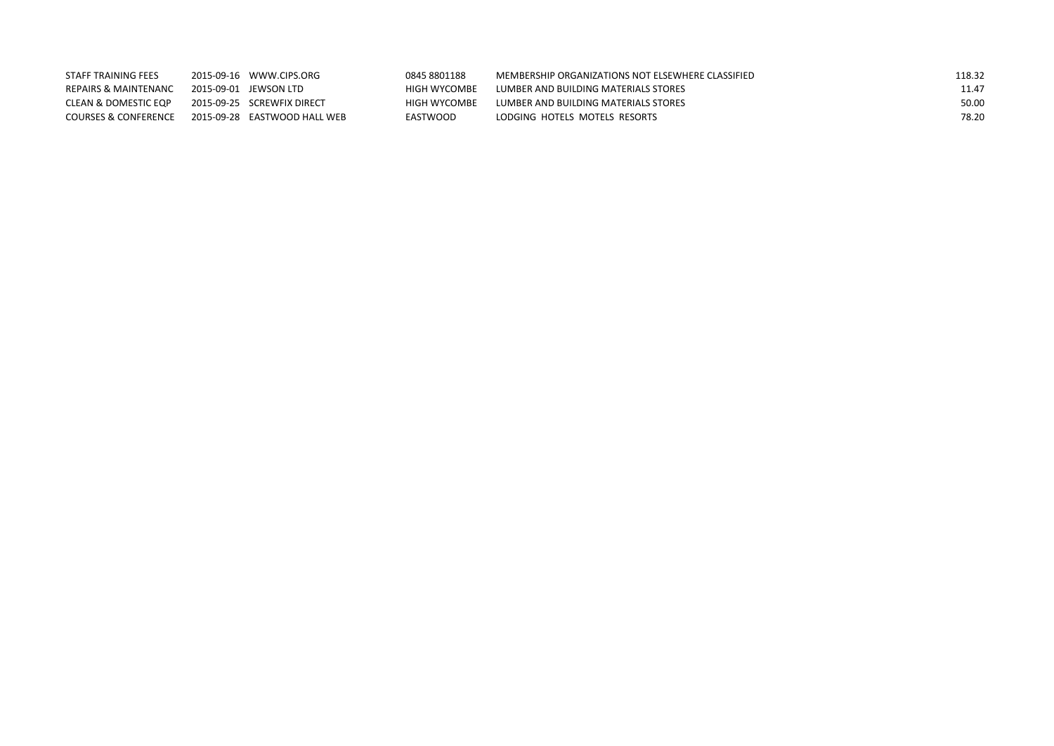| | | | | | |
|---|---|---|---|---|---|
| STAFF TRAINING FEES | 2015-09-16 | WWW.CIPS.ORG | 0845 8801188 | MEMBERSHIP ORGANIZATIONS NOT ELSEWHERE CLASSIFIED | 118.32 |
| REPAIRS & MAINTENANC | 2015-09-01 | JEWSON LTD | HIGH WYCOMBE | LUMBER AND BUILDING MATERIALS STORES | 11.47 |
| CLEAN & DOMESTIC EQP | 2015-09-25 | SCREWFIX DIRECT | HIGH WYCOMBE | LUMBER AND BUILDING MATERIALS STORES | 50.00 |
| COURSES & CONFERENCE | 2015-09-28 | EASTWOOD HALL WEB | EASTWOOD | LODGING HOTELS MOTELS RESORTS | 78.20 |